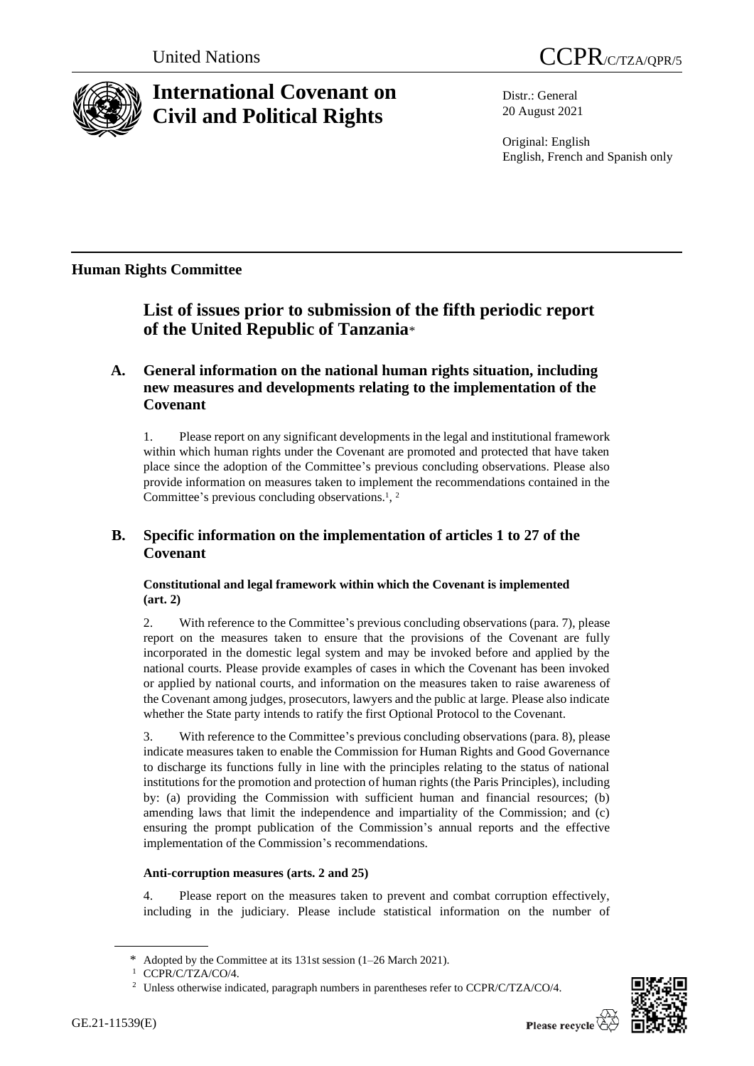United Nations

# CCPR/C/TZA/QPR/5

# International Covenant on Civil and Political Rights

Distr.: General
20 August 2021

Original: English
English, French and Spanish only

**Human Rights Committee**

## List of issues prior to submission of the fifth periodic report of the United Republic of Tanzania*

### A. General information on the national human rights situation, including new measures and developments relating to the implementation of the Covenant

1. Please report on any significant developments in the legal and institutional framework within which human rights under the Covenant are promoted and protected that have taken place since the adoption of the Committee's previous concluding observations. Please also provide information on measures taken to implement the recommendations contained in the Committee's previous concluding observations.[1], [2]

### B. Specific information on the implementation of articles 1 to 27 of the Covenant

#### Constitutional and legal framework within which the Covenant is implemented (art. 2)

2. With reference to the Committee's previous concluding observations (para. 7), please report on the measures taken to ensure that the provisions of the Covenant are fully incorporated in the domestic legal system and may be invoked before and applied by the national courts. Please provide examples of cases in which the Covenant has been invoked or applied by national courts, and information on the measures taken to raise awareness of the Covenant among judges, prosecutors, lawyers and the public at large. Please also indicate whether the State party intends to ratify the first Optional Protocol to the Covenant.

3. With reference to the Committee's previous concluding observations (para. 8), please indicate measures taken to enable the Commission for Human Rights and Good Governance to discharge its functions fully in line with the principles relating to the status of national institutions for the promotion and protection of human rights (the Paris Principles), including by: (a) providing the Commission with sufficient human and financial resources; (b) amending laws that limit the independence and impartiality of the Commission; and (c) ensuring the prompt publication of the Commission's annual reports and the effective implementation of the Commission's recommendations.

#### Anti-corruption measures (arts. 2 and 25)

4. Please report on the measures taken to prevent and combat corruption effectively, including in the judiciary. Please include statistical information on the number of

---

\* Adopted by the Committee at its 131st session (1–26 March 2021).

[1] CCPR/C/TZA/CO/4.

[2] Unless otherwise indicated, paragraph numbers in parentheses refer to CCPR/C/TZA/CO/4.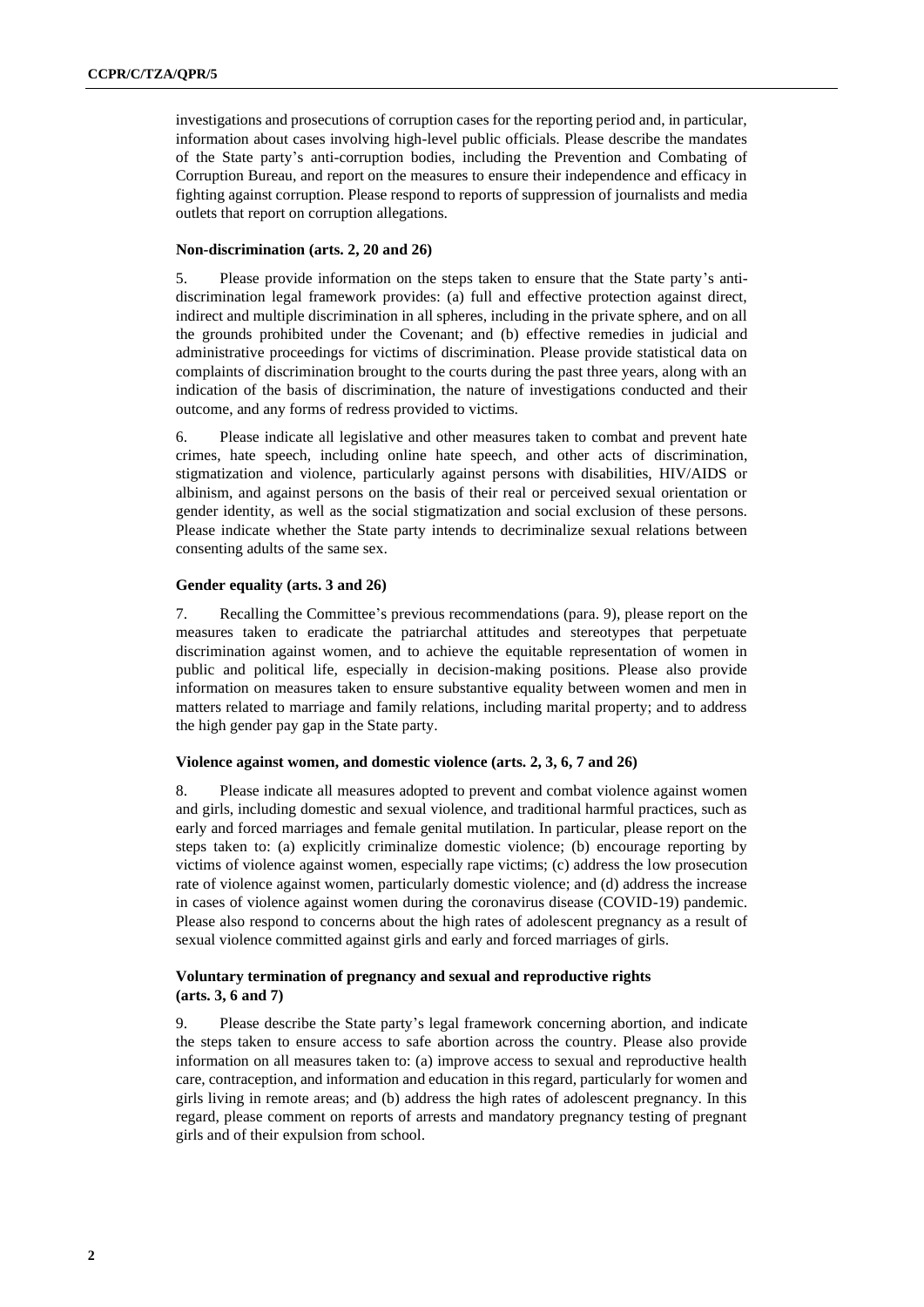investigations and prosecutions of corruption cases for the reporting period and, in particular, information about cases involving high-level public officials. Please describe the mandates of the State party's anti-corruption bodies, including the Prevention and Combating of Corruption Bureau, and report on the measures to ensure their independence and efficacy in fighting against corruption. Please respond to reports of suppression of journalists and media outlets that report on corruption allegations.

### Non-discrimination (arts. 2, 20 and 26)

5. Please provide information on the steps taken to ensure that the State party's anti-discrimination legal framework provides: (a) full and effective protection against direct, indirect and multiple discrimination in all spheres, including in the private sphere, and on all the grounds prohibited under the Covenant; and (b) effective remedies in judicial and administrative proceedings for victims of discrimination. Please provide statistical data on complaints of discrimination brought to the courts during the past three years, along with an indication of the basis of discrimination, the nature of investigations conducted and their outcome, and any forms of redress provided to victims.

6. Please indicate all legislative and other measures taken to combat and prevent hate crimes, hate speech, including online hate speech, and other acts of discrimination, stigmatization and violence, particularly against persons with disabilities, HIV/AIDS or albinism, and against persons on the basis of their real or perceived sexual orientation or gender identity, as well as the social stigmatization and social exclusion of these persons. Please indicate whether the State party intends to decriminalize sexual relations between consenting adults of the same sex.

### Gender equality (arts. 3 and 26)

7. Recalling the Committee's previous recommendations (para. 9), please report on the measures taken to eradicate the patriarchal attitudes and stereotypes that perpetuate discrimination against women, and to achieve the equitable representation of women in public and political life, especially in decision-making positions. Please also provide information on measures taken to ensure substantive equality between women and men in matters related to marriage and family relations, including marital property; and to address the high gender pay gap in the State party.

### Violence against women, and domestic violence (arts. 2, 3, 6, 7 and 26)

8. Please indicate all measures adopted to prevent and combat violence against women and girls, including domestic and sexual violence, and traditional harmful practices, such as early and forced marriages and female genital mutilation. In particular, please report on the steps taken to: (a) explicitly criminalize domestic violence; (b) encourage reporting by victims of violence against women, especially rape victims; (c) address the low prosecution rate of violence against women, particularly domestic violence; and (d) address the increase in cases of violence against women during the coronavirus disease (COVID-19) pandemic. Please also respond to concerns about the high rates of adolescent pregnancy as a result of sexual violence committed against girls and early and forced marriages of girls.

### Voluntary termination of pregnancy and sexual and reproductive rights (arts. 3, 6 and 7)

9. Please describe the State party's legal framework concerning abortion, and indicate the steps taken to ensure access to safe abortion across the country. Please also provide information on all measures taken to: (a) improve access to sexual and reproductive health care, contraception, and information and education in this regard, particularly for women and girls living in remote areas; and (b) address the high rates of adolescent pregnancy. In this regard, please comment on reports of arrests and mandatory pregnancy testing of pregnant girls and of their expulsion from school.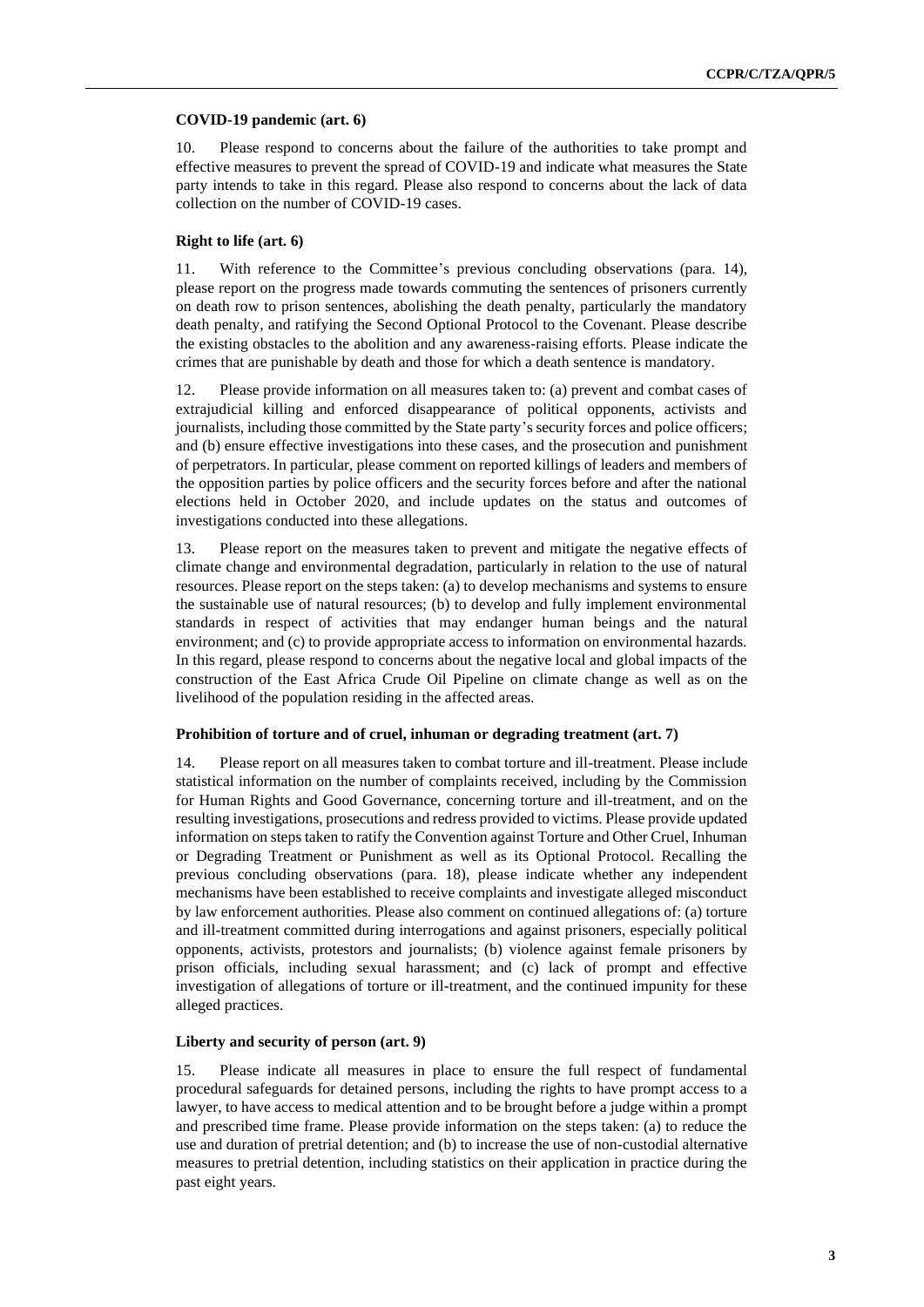### COVID-19 pandemic (art. 6)

10. Please respond to concerns about the failure of the authorities to take prompt and effective measures to prevent the spread of COVID-19 and indicate what measures the State party intends to take in this regard. Please also respond to concerns about the lack of data collection on the number of COVID-19 cases.

### Right to life (art. 6)

11. With reference to the Committee's previous concluding observations (para. 14), please report on the progress made towards commuting the sentences of prisoners currently on death row to prison sentences, abolishing the death penalty, particularly the mandatory death penalty, and ratifying the Second Optional Protocol to the Covenant. Please describe the existing obstacles to the abolition and any awareness-raising efforts. Please indicate the crimes that are punishable by death and those for which a death sentence is mandatory.

12. Please provide information on all measures taken to: (a) prevent and combat cases of extrajudicial killing and enforced disappearance of political opponents, activists and journalists, including those committed by the State party's security forces and police officers; and (b) ensure effective investigations into these cases, and the prosecution and punishment of perpetrators. In particular, please comment on reported killings of leaders and members of the opposition parties by police officers and the security forces before and after the national elections held in October 2020, and include updates on the status and outcomes of investigations conducted into these allegations.

13. Please report on the measures taken to prevent and mitigate the negative effects of climate change and environmental degradation, particularly in relation to the use of natural resources. Please report on the steps taken: (a) to develop mechanisms and systems to ensure the sustainable use of natural resources; (b) to develop and fully implement environmental standards in respect of activities that may endanger human beings and the natural environment; and (c) to provide appropriate access to information on environmental hazards. In this regard, please respond to concerns about the negative local and global impacts of the construction of the East Africa Crude Oil Pipeline on climate change as well as on the livelihood of the population residing in the affected areas.

### Prohibition of torture and of cruel, inhuman or degrading treatment (art. 7)

14. Please report on all measures taken to combat torture and ill-treatment. Please include statistical information on the number of complaints received, including by the Commission for Human Rights and Good Governance, concerning torture and ill-treatment, and on the resulting investigations, prosecutions and redress provided to victims. Please provide updated information on steps taken to ratify the Convention against Torture and Other Cruel, Inhuman or Degrading Treatment or Punishment as well as its Optional Protocol. Recalling the previous concluding observations (para. 18), please indicate whether any independent mechanisms have been established to receive complaints and investigate alleged misconduct by law enforcement authorities. Please also comment on continued allegations of: (a) torture and ill-treatment committed during interrogations and against prisoners, especially political opponents, activists, protestors and journalists; (b) violence against female prisoners by prison officials, including sexual harassment; and (c) lack of prompt and effective investigation of allegations of torture or ill-treatment, and the continued impunity for these alleged practices.

### Liberty and security of person (art. 9)

15. Please indicate all measures in place to ensure the full respect of fundamental procedural safeguards for detained persons, including the rights to have prompt access to a lawyer, to have access to medical attention and to be brought before a judge within a prompt and prescribed time frame. Please provide information on the steps taken: (a) to reduce the use and duration of pretrial detention; and (b) to increase the use of non-custodial alternative measures to pretrial detention, including statistics on their application in practice during the past eight years.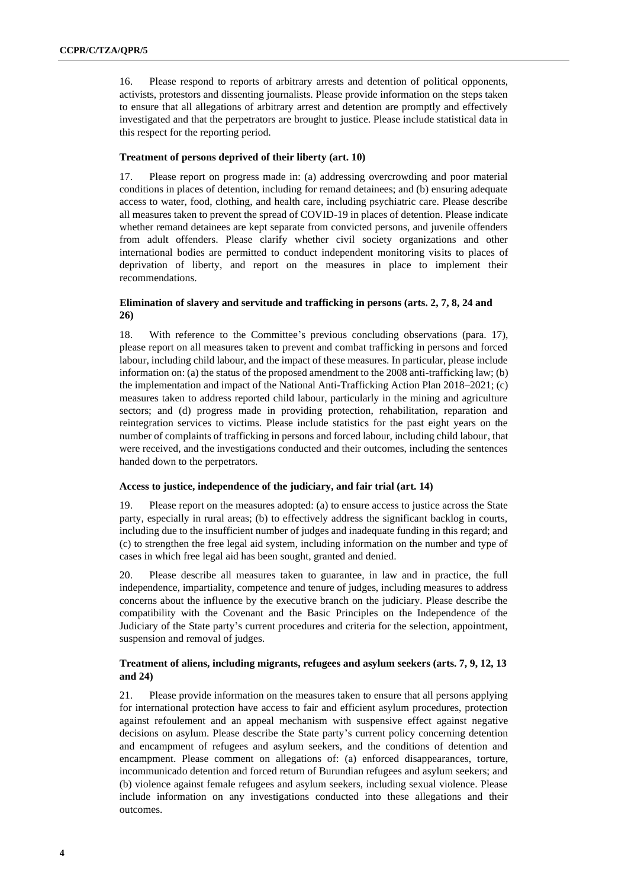16. Please respond to reports of arbitrary arrests and detention of political opponents, activists, protestors and dissenting journalists. Please provide information on the steps taken to ensure that all allegations of arbitrary arrest and detention are promptly and effectively investigated and that the perpetrators are brought to justice. Please include statistical data in this respect for the reporting period.

#### Treatment of persons deprived of their liberty (art. 10)

17. Please report on progress made in: (a) addressing overcrowding and poor material conditions in places of detention, including for remand detainees; and (b) ensuring adequate access to water, food, clothing, and health care, including psychiatric care. Please describe all measures taken to prevent the spread of COVID-19 in places of detention. Please indicate whether remand detainees are kept separate from convicted persons, and juvenile offenders from adult offenders. Please clarify whether civil society organizations and other international bodies are permitted to conduct independent monitoring visits to places of deprivation of liberty, and report on the measures in place to implement their recommendations.

#### Elimination of slavery and servitude and trafficking in persons (arts. 2, 7, 8, 24 and 26)

18. With reference to the Committee's previous concluding observations (para. 17), please report on all measures taken to prevent and combat trafficking in persons and forced labour, including child labour, and the impact of these measures. In particular, please include information on: (a) the status of the proposed amendment to the 2008 anti-trafficking law; (b) the implementation and impact of the National Anti-Trafficking Action Plan 2018–2021; (c) measures taken to address reported child labour, particularly in the mining and agriculture sectors; and (d) progress made in providing protection, rehabilitation, reparation and reintegration services to victims. Please include statistics for the past eight years on the number of complaints of trafficking in persons and forced labour, including child labour, that were received, and the investigations conducted and their outcomes, including the sentences handed down to the perpetrators.

#### Access to justice, independence of the judiciary, and fair trial (art. 14)

19. Please report on the measures adopted: (a) to ensure access to justice across the State party, especially in rural areas; (b) to effectively address the significant backlog in courts, including due to the insufficient number of judges and inadequate funding in this regard; and (c) to strengthen the free legal aid system, including information on the number and type of cases in which free legal aid has been sought, granted and denied.

20. Please describe all measures taken to guarantee, in law and in practice, the full independence, impartiality, competence and tenure of judges, including measures to address concerns about the influence by the executive branch on the judiciary. Please describe the compatibility with the Covenant and the Basic Principles on the Independence of the Judiciary of the State party's current procedures and criteria for the selection, appointment, suspension and removal of judges.

#### Treatment of aliens, including migrants, refugees and asylum seekers (arts. 7, 9, 12, 13 and 24)

21. Please provide information on the measures taken to ensure that all persons applying for international protection have access to fair and efficient asylum procedures, protection against refoulement and an appeal mechanism with suspensive effect against negative decisions on asylum. Please describe the State party's current policy concerning detention and encampment of refugees and asylum seekers, and the conditions of detention and encampment. Please comment on allegations of: (a) enforced disappearances, torture, incommunicado detention and forced return of Burundian refugees and asylum seekers; and (b) violence against female refugees and asylum seekers, including sexual violence. Please include information on any investigations conducted into these allegations and their outcomes.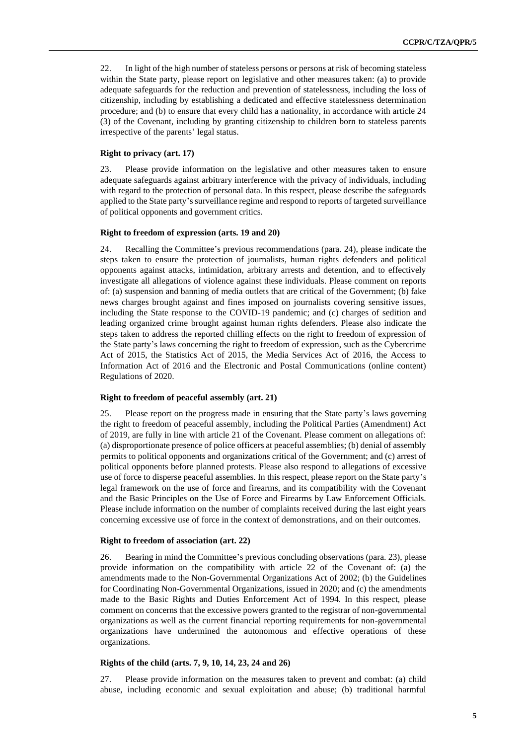22. In light of the high number of stateless persons or persons at risk of becoming stateless within the State party, please report on legislative and other measures taken: (a) to provide adequate safeguards for the reduction and prevention of statelessness, including the loss of citizenship, including by establishing a dedicated and effective statelessness determination procedure; and (b) to ensure that every child has a nationality, in accordance with article 24 (3) of the Covenant, including by granting citizenship to children born to stateless parents irrespective of the parents' legal status.

### Right to privacy (art. 17)

23. Please provide information on the legislative and other measures taken to ensure adequate safeguards against arbitrary interference with the privacy of individuals, including with regard to the protection of personal data. In this respect, please describe the safeguards applied to the State party's surveillance regime and respond to reports of targeted surveillance of political opponents and government critics.

### Right to freedom of expression (arts. 19 and 20)

24. Recalling the Committee's previous recommendations (para. 24), please indicate the steps taken to ensure the protection of journalists, human rights defenders and political opponents against attacks, intimidation, arbitrary arrests and detention, and to effectively investigate all allegations of violence against these individuals. Please comment on reports of: (a) suspension and banning of media outlets that are critical of the Government; (b) fake news charges brought against and fines imposed on journalists covering sensitive issues, including the State response to the COVID-19 pandemic; and (c) charges of sedition and leading organized crime brought against human rights defenders. Please also indicate the steps taken to address the reported chilling effects on the right to freedom of expression of the State party's laws concerning the right to freedom of expression, such as the Cybercrime Act of 2015, the Statistics Act of 2015, the Media Services Act of 2016, the Access to Information Act of 2016 and the Electronic and Postal Communications (online content) Regulations of 2020.

### Right to freedom of peaceful assembly (art. 21)

25. Please report on the progress made in ensuring that the State party's laws governing the right to freedom of peaceful assembly, including the Political Parties (Amendment) Act of 2019, are fully in line with article 21 of the Covenant. Please comment on allegations of: (a) disproportionate presence of police officers at peaceful assemblies; (b) denial of assembly permits to political opponents and organizations critical of the Government; and (c) arrest of political opponents before planned protests. Please also respond to allegations of excessive use of force to disperse peaceful assemblies. In this respect, please report on the State party's legal framework on the use of force and firearms, and its compatibility with the Covenant and the Basic Principles on the Use of Force and Firearms by Law Enforcement Officials. Please include information on the number of complaints received during the last eight years concerning excessive use of force in the context of demonstrations, and on their outcomes.

### Right to freedom of association (art. 22)

26. Bearing in mind the Committee's previous concluding observations (para. 23), please provide information on the compatibility with article 22 of the Covenant of: (a) the amendments made to the Non-Governmental Organizations Act of 2002; (b) the Guidelines for Coordinating Non-Governmental Organizations, issued in 2020; and (c) the amendments made to the Basic Rights and Duties Enforcement Act of 1994. In this respect, please comment on concerns that the excessive powers granted to the registrar of non-governmental organizations as well as the current financial reporting requirements for non-governmental organizations have undermined the autonomous and effective operations of these organizations.

### Rights of the child (arts. 7, 9, 10, 14, 23, 24 and 26)

27. Please provide information on the measures taken to prevent and combat: (a) child abuse, including economic and sexual exploitation and abuse; (b) traditional harmful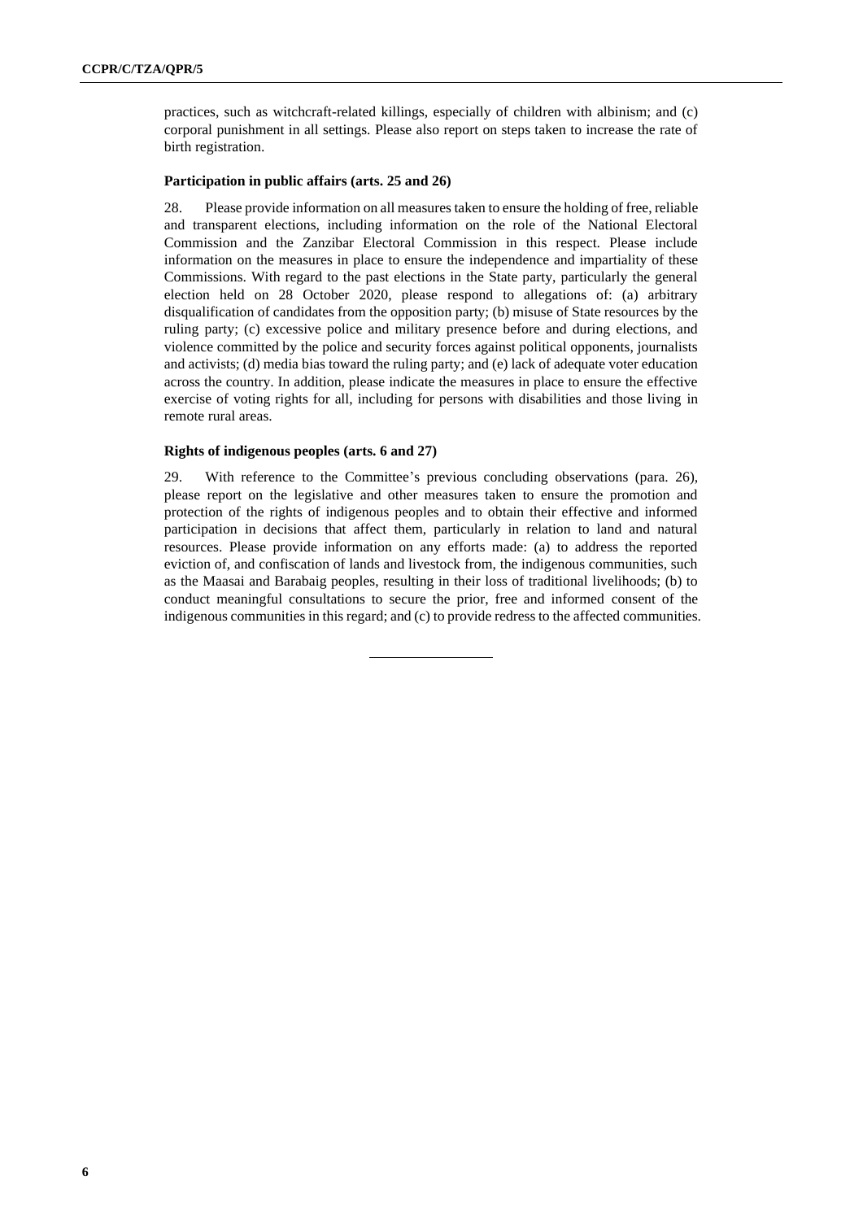practices, such as witchcraft-related killings, especially of children with albinism; and (c) corporal punishment in all settings. Please also report on steps taken to increase the rate of birth registration.

### Participation in public affairs (arts. 25 and 26)

28. Please provide information on all measures taken to ensure the holding of free, reliable and transparent elections, including information on the role of the National Electoral Commission and the Zanzibar Electoral Commission in this respect. Please include information on the measures in place to ensure the independence and impartiality of these Commissions. With regard to the past elections in the State party, particularly the general election held on 28 October 2020, please respond to allegations of: (a) arbitrary disqualification of candidates from the opposition party; (b) misuse of State resources by the ruling party; (c) excessive police and military presence before and during elections, and violence committed by the police and security forces against political opponents, journalists and activists; (d) media bias toward the ruling party; and (e) lack of adequate voter education across the country. In addition, please indicate the measures in place to ensure the effective exercise of voting rights for all, including for persons with disabilities and those living in remote rural areas.

### Rights of indigenous peoples (arts. 6 and 27)

29. With reference to the Committee's previous concluding observations (para. 26), please report on the legislative and other measures taken to ensure the promotion and protection of the rights of indigenous peoples and to obtain their effective and informed participation in decisions that affect them, particularly in relation to land and natural resources. Please provide information on any efforts made: (a) to address the reported eviction of, and confiscation of lands and livestock from, the indigenous communities, such as the Maasai and Barabaig peoples, resulting in their loss of traditional livelihoods; (b) to conduct meaningful consultations to secure the prior, free and informed consent of the indigenous communities in this regard; and (c) to provide redress to the affected communities.